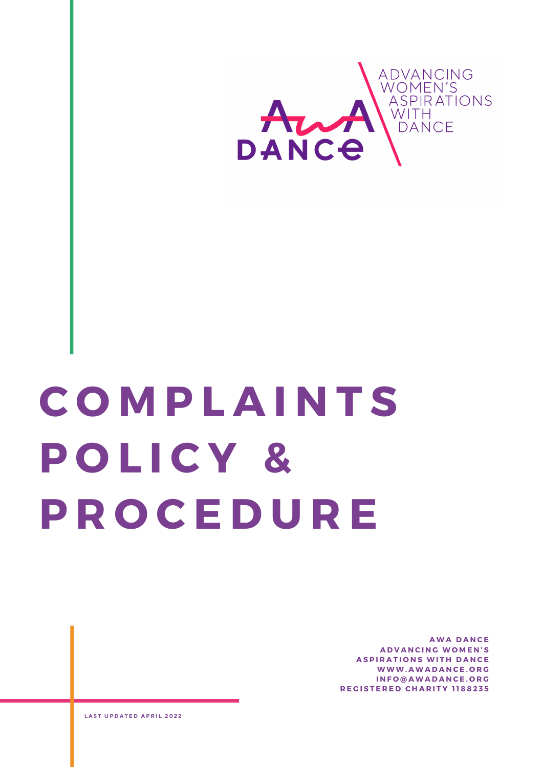ADVANCING WOMEN'S ASPIRATIONS WITH DANCE

AWA DANCE

# COMPLAINTS POLICY & PROCEDURE

**AWA DANCE**
**ADVANCING WOMEN'S ASPIRATIONS WITH DANCE**
**WWW.AWADANCE.ORG**
**INFO@AWADANCE.ORG**
**REGISTERED CHARITY 1188235**

**LAST UPDATED APRIL 2022**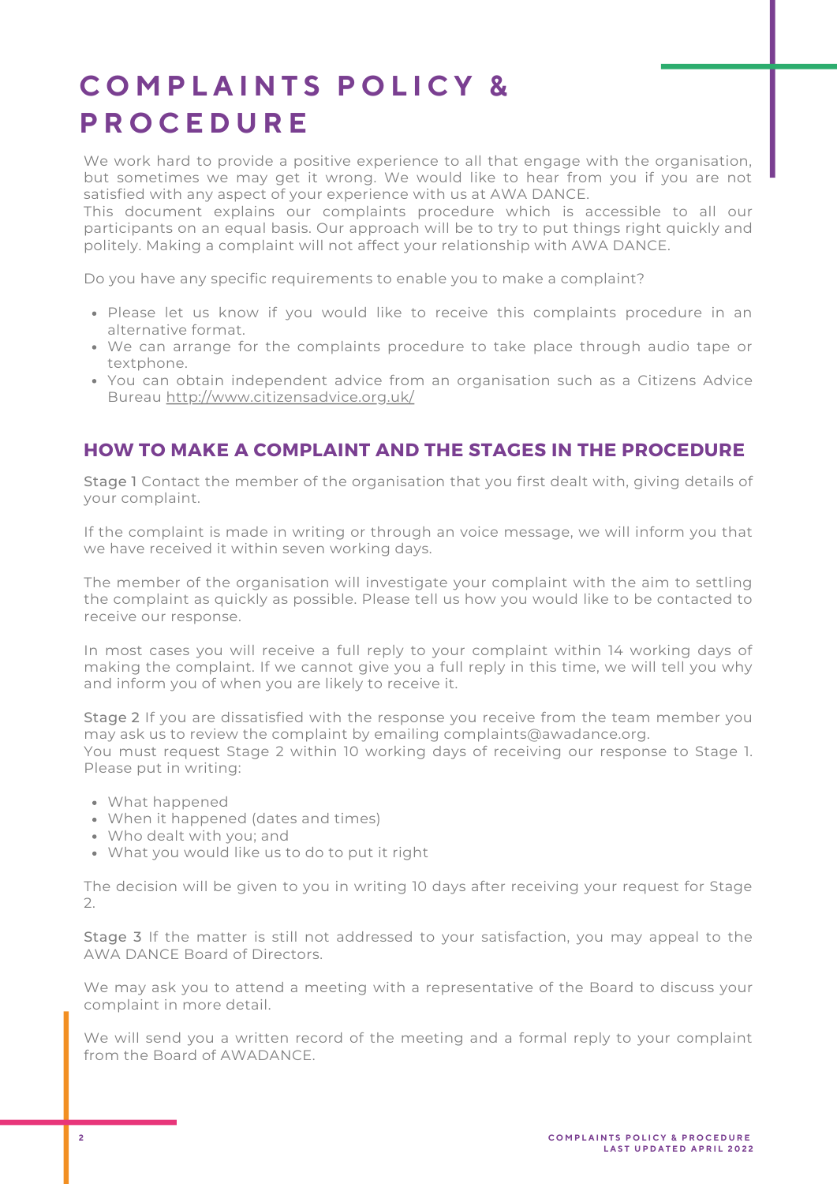# COMPLAINTS POLICY & PROCEDURE

We work hard to provide a positive experience to all that engage with the organisation, but sometimes we may get it wrong. We would like to hear from you if you are not satisfied with any aspect of your experience with us at AWA DANCE.
This document explains our complaints procedure which is accessible to all our participants on an equal basis. Our approach will be to try to put things right quickly and politely. Making a complaint will not affect your relationship with AWA DANCE.

Do you have any specific requirements to enable you to make a complaint?

- Please let us know if you would like to receive this complaints procedure in an alternative format.
- We can arrange for the complaints procedure to take place through audio tape or textphone.
- You can obtain independent advice from an organisation such as a Citizens Advice Bureau http://www.citizensadvice.org.uk/

## HOW TO MAKE A COMPLAINT AND THE STAGES IN THE PROCEDURE

Stage 1 Contact the member of the organisation that you first dealt with, giving details of your complaint.

If the complaint is made in writing or through an voice message, we will inform you that we have received it within seven working days.

The member of the organisation will investigate your complaint with the aim to settling the complaint as quickly as possible. Please tell us how you would like to be contacted to receive our response.

In most cases you will receive a full reply to your complaint within 14 working days of making the complaint. If we cannot give you a full reply in this time, we will tell you why and inform you of when you are likely to receive it.

Stage 2 If you are dissatisfied with the response you receive from the team member you may ask us to review the complaint by emailing complaints@awadance.org.
You must request Stage 2 within 10 working days of receiving our response to Stage 1. Please put in writing:

- What happened
- When it happened (dates and times)
- Who dealt with you; and
- What you would like us to do to put it right

The decision will be given to you in writing 10 days after receiving your request for Stage 2.

Stage 3 If the matter is still not addressed to your satisfaction, you may appeal to the AWA DANCE Board of Directors.

We may ask you to attend a meeting with a representative of the Board to discuss your complaint in more detail.

We will send you a written record of the meeting and a formal reply to your complaint from the Board of AWADANCE.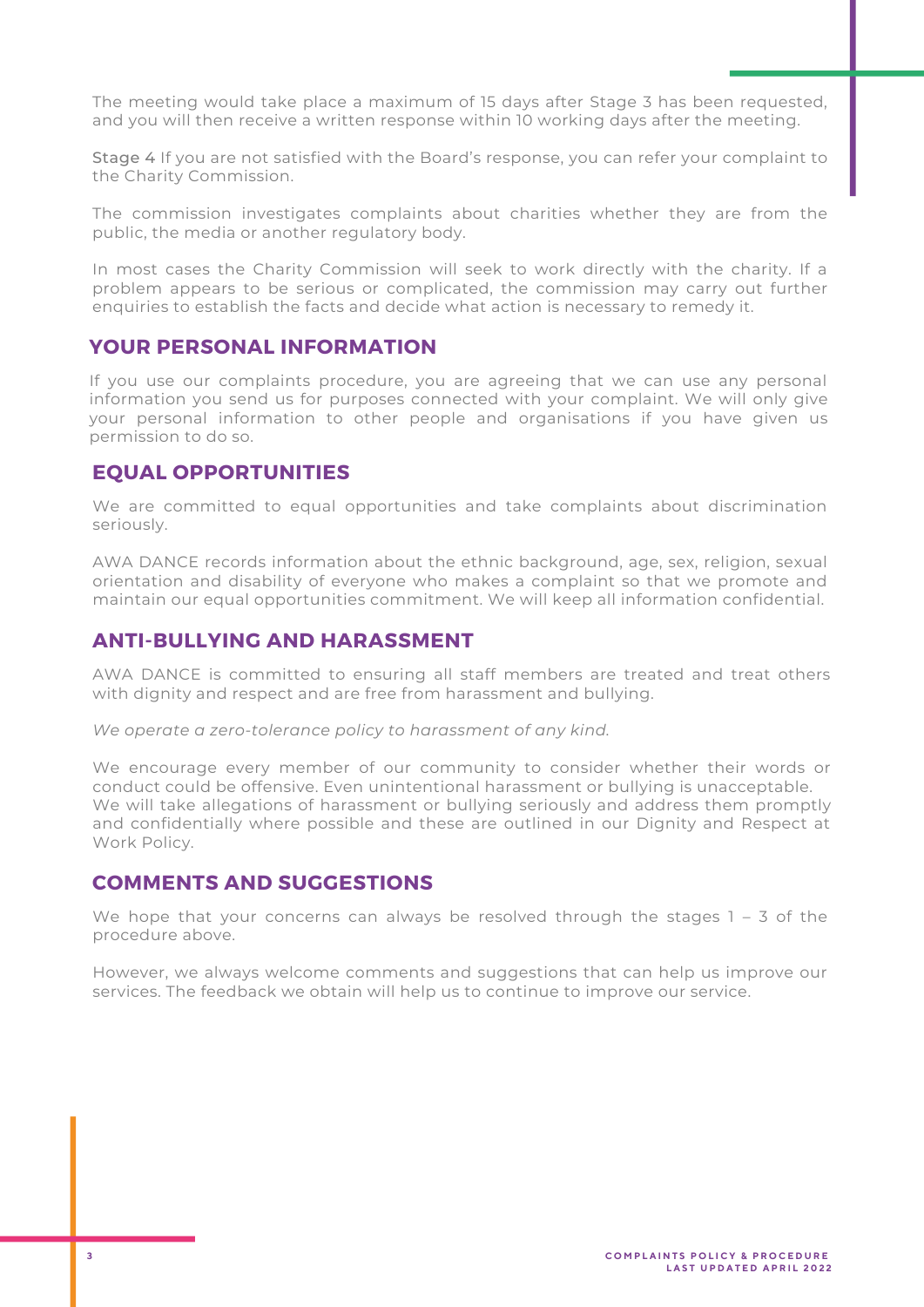The meeting would take place a maximum of 15 days after Stage 3 has been requested, and you will then receive a written response within 10 working days after the meeting.

Stage 4 If you are not satisfied with the Board's response, you can refer your complaint to the Charity Commission.

The commission investigates complaints about charities whether they are from the public, the media or another regulatory body.

In most cases the Charity Commission will seek to work directly with the charity. If a problem appears to be serious or complicated, the commission may carry out further enquiries to establish the facts and decide what action is necessary to remedy it.

## YOUR PERSONAL INFORMATION

If you use our complaints procedure, you are agreeing that we can use any personal information you send us for purposes connected with your complaint. We will only give your personal information to other people and organisations if you have given us permission to do so.

## EQUAL OPPORTUNITIES

We are committed to equal opportunities and take complaints about discrimination seriously.

AWA DANCE records information about the ethnic background, age, sex, religion, sexual orientation and disability of everyone who makes a complaint so that we promote and maintain our equal opportunities commitment. We will keep all information confidential.

## ANTI-BULLYING AND HARASSMENT

AWA DANCE is committed to ensuring all staff members are treated and treat others with dignity and respect and are free from harassment and bullying.

*We operate a zero-tolerance policy to harassment of any kind.*

We encourage every member of our community to consider whether their words or conduct could be offensive. Even unintentional harassment or bullying is unacceptable. We will take allegations of harassment or bullying seriously and address them promptly and confidentially where possible and these are outlined in our Dignity and Respect at Work Policy.

## COMMENTS AND SUGGESTIONS

We hope that your concerns can always be resolved through the stages 1 – 3 of the procedure above.

However, we always welcome comments and suggestions that can help us improve our services. The feedback we obtain will help us to continue to improve our service.